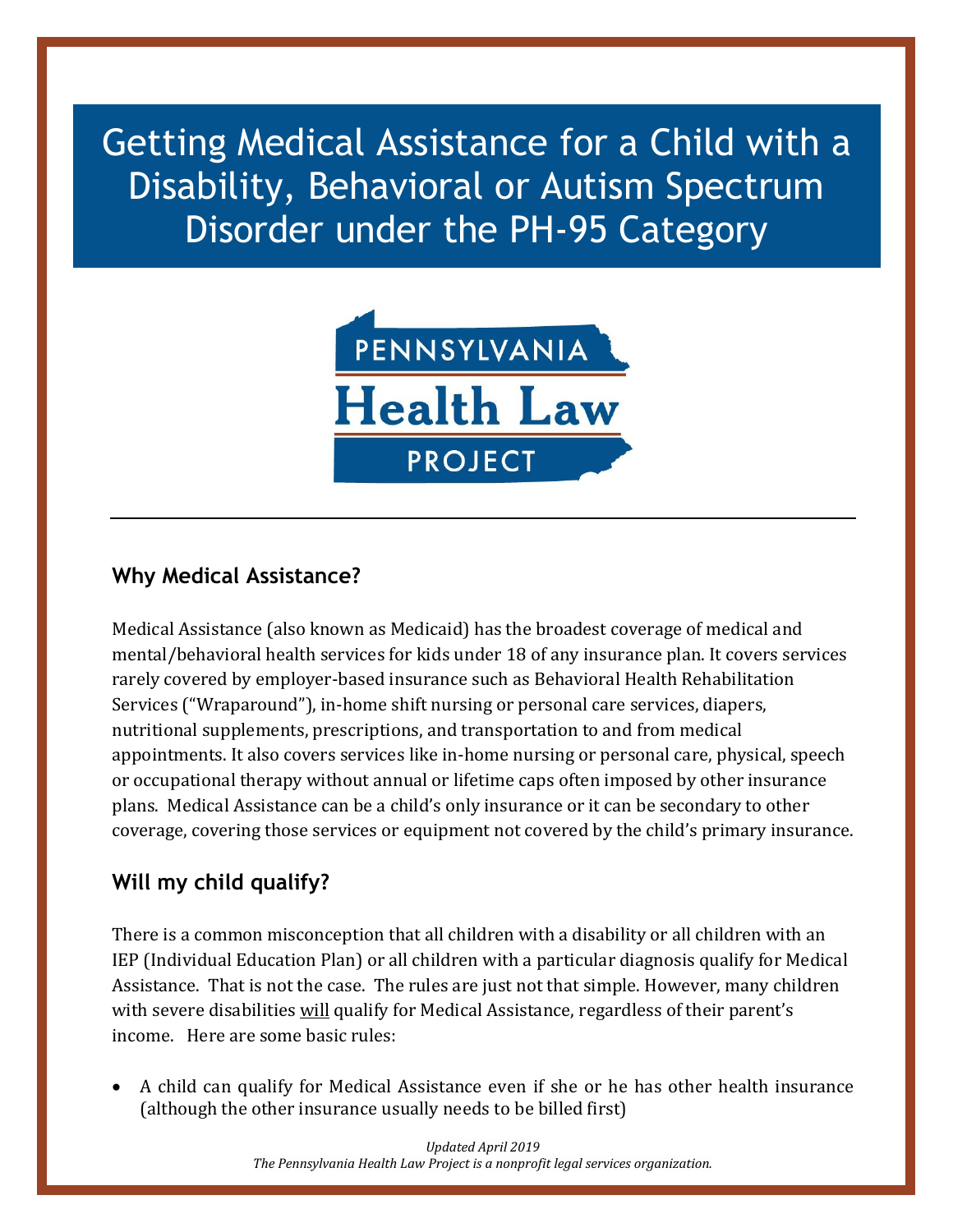# Getting Medical Assistance for a Child with a Disability, Behavioral or Autism Spectrum Disorder under the PH-95 Category

PENNSYLVANIA
Health Law
PROJECT

---

## Why Medical Assistance?

Medical Assistance (also known as Medicaid) has the broadest coverage of medical and mental/behavioral health services for kids under 18 of any insurance plan. It covers services rarely covered by employer-based insurance such as Behavioral Health Rehabilitation Services ("Wraparound"), in-home shift nursing or personal care services, diapers, nutritional supplements, prescriptions, and transportation to and from medical appointments. It also covers services like in-home nursing or personal care, physical, speech or occupational therapy without annual or lifetime caps often imposed by other insurance plans. Medical Assistance can be a child's only insurance or it can be secondary to other coverage, covering those services or equipment not covered by the child's primary insurance.

## Will my child qualify?

There is a common misconception that all children with a disability or all children with an IEP (Individual Education Plan) or all children with a particular diagnosis qualify for Medical Assistance. That is not the case. The rules are just not that simple. However, many children with severe disabilities <u>will</u> qualify for Medical Assistance, regardless of their parent's income. Here are some basic rules:

- A child can qualify for Medical Assistance even if she or he has other health insurance (although the other insurance usually needs to be billed first)

*Updated April 2019*
*The Pennsylvania Health Law Project is a nonprofit legal services organization.*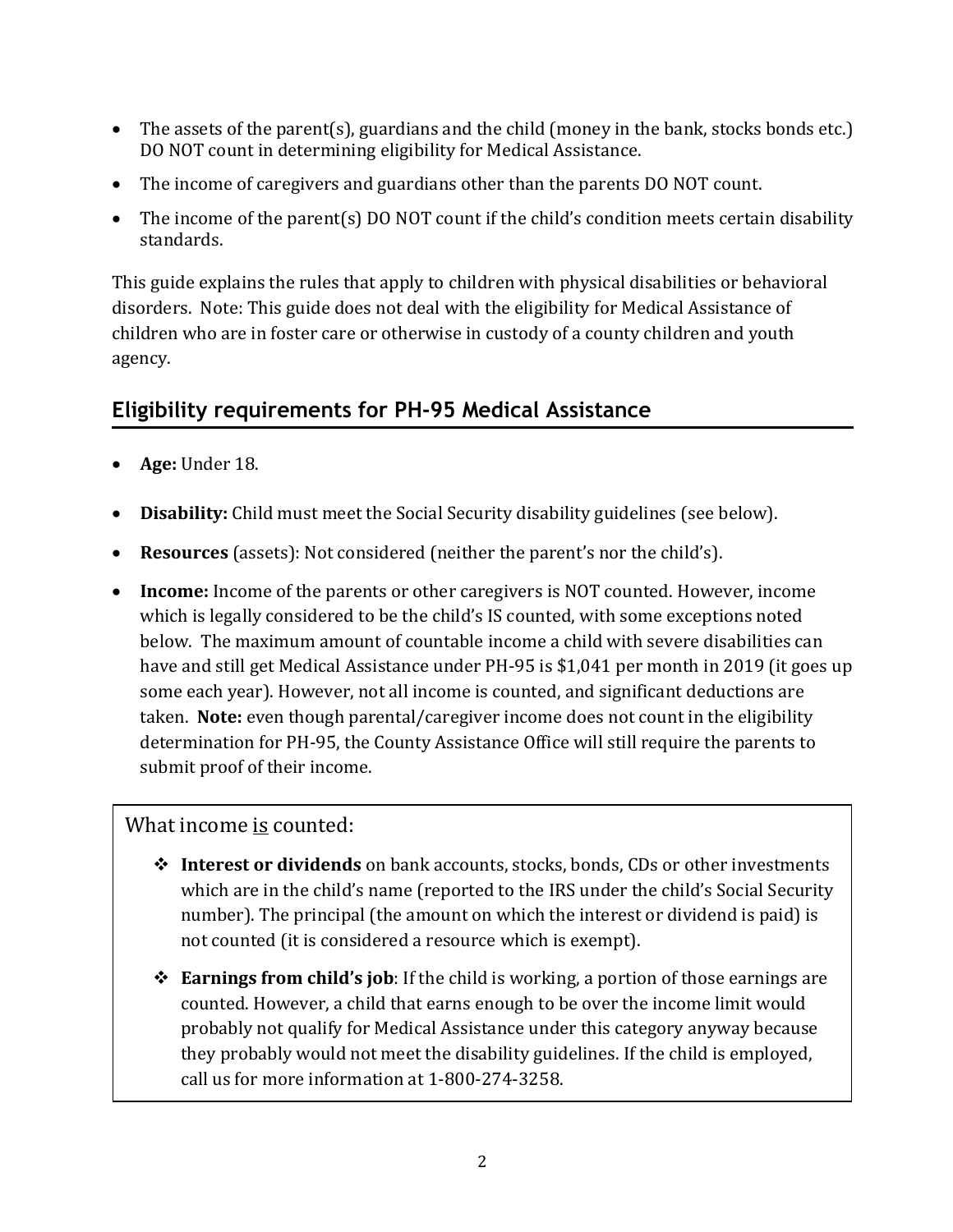- The assets of the parent(s), guardians and the child (money in the bank, stocks bonds etc.) DO NOT count in determining eligibility for Medical Assistance.
- The income of caregivers and guardians other than the parents DO NOT count.
- The income of the parent(s) DO NOT count if the child's condition meets certain disability standards.

This guide explains the rules that apply to children with physical disabilities or behavioral disorders. Note: This guide does not deal with the eligibility for Medical Assistance of children who are in foster care or otherwise in custody of a county children and youth agency.

## Eligibility requirements for PH-95 Medical Assistance

- **Age:** Under 18.
- **Disability:** Child must meet the Social Security disability guidelines (see below).
- **Resources** (assets): Not considered (neither the parent's nor the child's).
- **Income:** Income of the parents or other caregivers is NOT counted. However, income which is legally considered to be the child's IS counted, with some exceptions noted below. The maximum amount of countable income a child with severe disabilities can have and still get Medical Assistance under PH-95 is $1,041 per month in 2019 (it goes up some each year). However, not all income is counted, and significant deductions are taken. **Note:** even though parental/caregiver income does not count in the eligibility determination for PH-95, the County Assistance Office will still require the parents to submit proof of their income.

What income <u>is</u> counted:

- **Interest or dividends** on bank accounts, stocks, bonds, CDs or other investments which are in the child's name (reported to the IRS under the child's Social Security number). The principal (the amount on which the interest or dividend is paid) is not counted (it is considered a resource which is exempt).
- **Earnings from child's job**: If the child is working, a portion of those earnings are counted. However, a child that earns enough to be over the income limit would probably not qualify for Medical Assistance under this category anyway because they probably would not meet the disability guidelines. If the child is employed, call us for more information at 1-800-274-3258.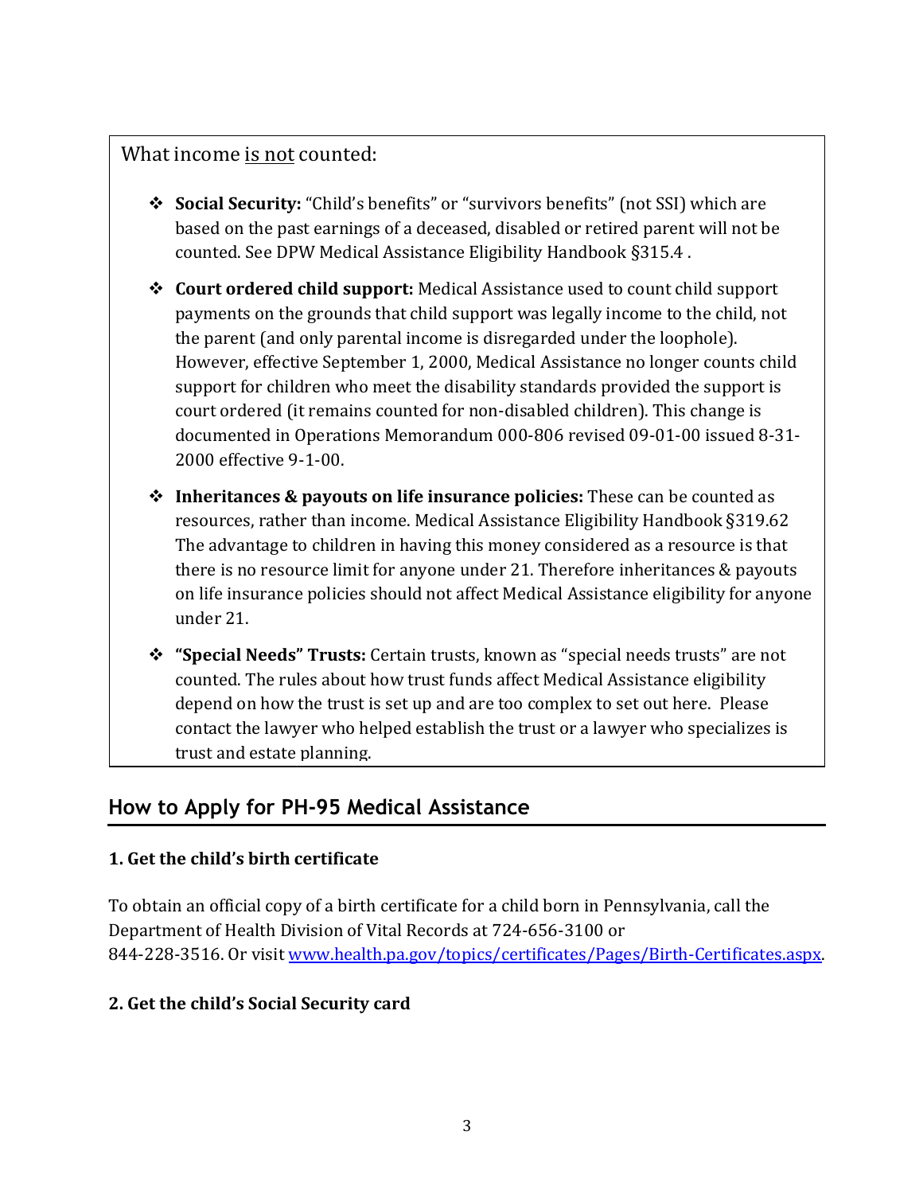What income <u>is not</u> counted:

- **Social Security:** "Child's benefits" or "survivors benefits" (not SSI) which are based on the past earnings of a deceased, disabled or retired parent will not be counted. See DPW Medical Assistance Eligibility Handbook §315.4 .

- **Court ordered child support:** Medical Assistance used to count child support payments on the grounds that child support was legally income to the child, not the parent (and only parental income is disregarded under the loophole). However, effective September 1, 2000, Medical Assistance no longer counts child support for children who meet the disability standards provided the support is court ordered (it remains counted for non-disabled children). This change is documented in Operations Memorandum 000-806 revised 09-01-00 issued 8-31-2000 effective 9-1-00.

- **Inheritances & payouts on life insurance policies:** These can be counted as resources, rather than income. Medical Assistance Eligibility Handbook §319.62 The advantage to children in having this money considered as a resource is that there is no resource limit for anyone under 21. Therefore inheritances & payouts on life insurance policies should not affect Medical Assistance eligibility for anyone under 21.

- **"Special Needs" Trusts:** Certain trusts, known as "special needs trusts" are not counted. The rules about how trust funds affect Medical Assistance eligibility depend on how the trust is set up and are too complex to set out here. Please contact the lawyer who helped establish the trust or a lawyer who specializes is trust and estate planning.

## How to Apply for PH-95 Medical Assistance

### 1. Get the child's birth certificate

To obtain an official copy of a birth certificate for a child born in Pennsylvania, call the Department of Health Division of Vital Records at 724-656-3100 or 844-228-3516. Or visit [www.health.pa.gov/topics/certificates/Pages/Birth-Certificates.aspx](http://www.health.pa.gov/topics/certificates/Pages/Birth-Certificates.aspx).

### 2. Get the child's Social Security card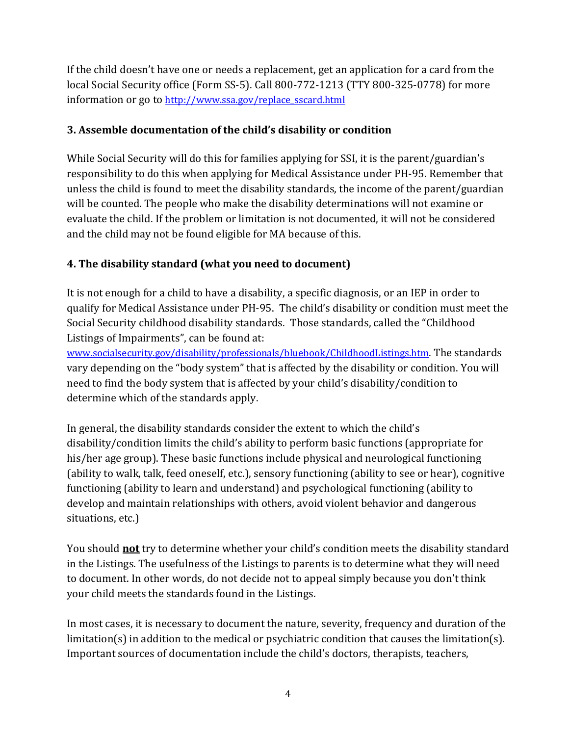If the child doesn't have one or needs a replacement, get an application for a card from the local Social Security office (Form SS-5). Call 800-772-1213 (TTY 800-325-0778) for more information or go to [http://www.ssa.gov/replace_sscard.html](http://www.ssa.gov/replace_sscard.html)

### 3. Assemble documentation of the child's disability or condition

While Social Security will do this for families applying for SSI, it is the parent/guardian's responsibility to do this when applying for Medical Assistance under PH-95. Remember that unless the child is found to meet the disability standards, the income of the parent/guardian will be counted. The people who make the disability determinations will not examine or evaluate the child. If the problem or limitation is not documented, it will not be considered and the child may not be found eligible for MA because of this.

### 4. The disability standard (what you need to document)

It is not enough for a child to have a disability, a specific diagnosis, or an IEP in order to qualify for Medical Assistance under PH-95. The child's disability or condition must meet the Social Security childhood disability standards. Those standards, called the "Childhood Listings of Impairments", can be found at: [www.socialsecurity.gov/disability/professionals/bluebook/ChildhoodListings.htm](www.socialsecurity.gov/disability/professionals/bluebook/ChildhoodListings.htm). The standards vary depending on the "body system" that is affected by the disability or condition. You will need to find the body system that is affected by your child's disability/condition to determine which of the standards apply.

In general, the disability standards consider the extent to which the child's disability/condition limits the child's ability to perform basic functions (appropriate for his/her age group). These basic functions include physical and neurological functioning (ability to walk, talk, feed oneself, etc.), sensory functioning (ability to see or hear), cognitive functioning (ability to learn and understand) and psychological functioning (ability to develop and maintain relationships with others, avoid violent behavior and dangerous situations, etc.)

You should **<u>not</u>** try to determine whether your child's condition meets the disability standard in the Listings. The usefulness of the Listings to parents is to determine what they will need to document. In other words, do not decide not to appeal simply because you don't think your child meets the standards found in the Listings.

In most cases, it is necessary to document the nature, severity, frequency and duration of the limitation(s) in addition to the medical or psychiatric condition that causes the limitation(s). Important sources of documentation include the child's doctors, therapists, teachers,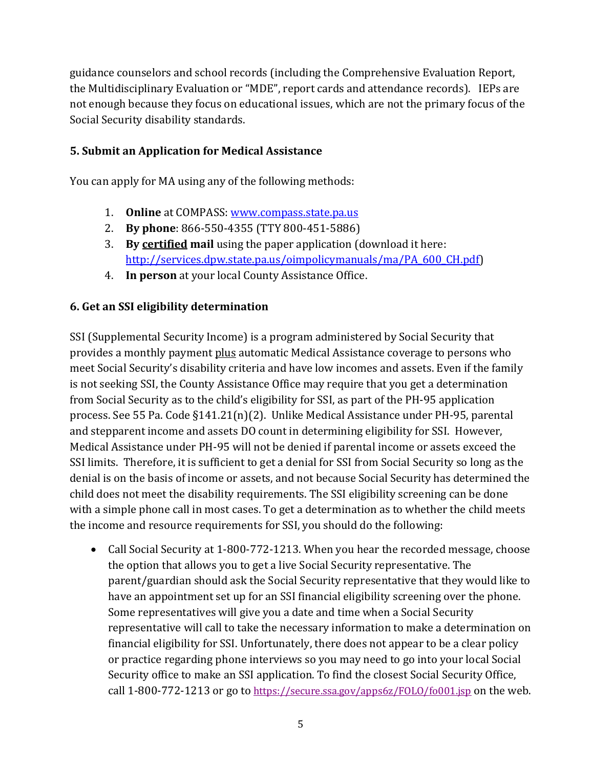guidance counselors and school records (including the Comprehensive Evaluation Report, the Multidisciplinary Evaluation or "MDE", report cards and attendance records). IEPs are not enough because they focus on educational issues, which are not the primary focus of the Social Security disability standards.

### 5. Submit an Application for Medical Assistance

You can apply for MA using any of the following methods:

1. **Online** at COMPASS: [www.compass.state.pa.us](http://www.compass.state.pa.us)
2. **By phone**: 866-550-4355 (TTY 800-451-5886)
3. **By <u>certified</u> mail** using the paper application (download it here: [http://services.dpw.state.pa.us/oimpolicymanuals/ma/PA_600_CH.pdf](http://services.dpw.state.pa.us/oimpolicymanuals/ma/PA_600_CH.pdf))
4. **In person** at your local County Assistance Office.

### 6. Get an SSI eligibility determination

SSI (Supplemental Security Income) is a program administered by Social Security that provides a monthly payment <u>plus</u> automatic Medical Assistance coverage to persons who meet Social Security's disability criteria and have low incomes and assets. Even if the family is not seeking SSI, the County Assistance Office may require that you get a determination from Social Security as to the child's eligibility for SSI, as part of the PH-95 application process. See 55 Pa. Code §141.21(n)(2). Unlike Medical Assistance under PH-95, parental and stepparent income and assets DO count in determining eligibility for SSI. However, Medical Assistance under PH-95 will not be denied if parental income or assets exceed the SSI limits. Therefore, it is sufficient to get a denial for SSI from Social Security so long as the denial is on the basis of income or assets, and not because Social Security has determined the child does not meet the disability requirements. The SSI eligibility screening can be done with a simple phone call in most cases. To get a determination as to whether the child meets the income and resource requirements for SSI, you should do the following:

- Call Social Security at 1-800-772-1213. When you hear the recorded message, choose the option that allows you to get a live Social Security representative. The parent/guardian should ask the Social Security representative that they would like to have an appointment set up for an SSI financial eligibility screening over the phone. Some representatives will give you a date and time when a Social Security representative will call to take the necessary information to make a determination on financial eligibility for SSI. Unfortunately, there does not appear to be a clear policy or practice regarding phone interviews so you may need to go into your local Social Security office to make an SSI application. To find the closest Social Security Office, call 1-800-772-1213 or go to [https://secure.ssa.gov/apps6z/FOLO/fo001.jsp](https://secure.ssa.gov/apps6z/FOLO/fo001.jsp) on the web.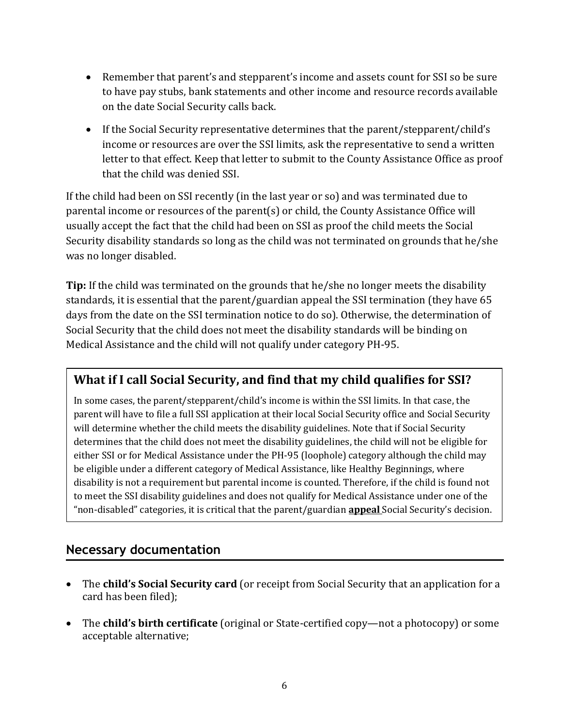- Remember that parent's and stepparent's income and assets count for SSI so be sure to have pay stubs, bank statements and other income and resource records available on the date Social Security calls back.

- If the Social Security representative determines that the parent/stepparent/child's income or resources are over the SSI limits, ask the representative to send a written letter to that effect. Keep that letter to submit to the County Assistance Office as proof that the child was denied SSI.

If the child had been on SSI recently (in the last year or so) and was terminated due to parental income or resources of the parent(s) or child, the County Assistance Office will usually accept the fact that the child had been on SSI as proof the child meets the Social Security disability standards so long as the child was not terminated on grounds that he/she was no longer disabled.

**Tip:** If the child was terminated on the grounds that he/she no longer meets the disability standards, it is essential that the parent/guardian appeal the SSI termination (they have 65 days from the date on the SSI termination notice to do so). Otherwise, the determination of Social Security that the child does not meet the disability standards will be binding on Medical Assistance and the child will not qualify under category PH-95.

### What if I call Social Security, and find that my child qualifies for SSI?

In some cases, the parent/stepparent/child's income is within the SSI limits. In that case, the parent will have to file a full SSI application at their local Social Security office and Social Security will determine whether the child meets the disability guidelines. Note that if Social Security determines that the child does not meet the disability guidelines, the child will not be eligible for either SSI or for Medical Assistance under the PH-95 (loophole) category although the child may be eligible under a different category of Medical Assistance, like Healthy Beginnings, where disability is not a requirement but parental income is counted. Therefore, if the child is found not to meet the SSI disability guidelines and does not qualify for Medical Assistance under one of the "non-disabled" categories, it is critical that the parent/guardian **appeal** Social Security's decision.

## Necessary documentation

- The **child's Social Security card** (or receipt from Social Security that an application for a card has been filed);

- The **child's birth certificate** (original or State-certified copy—not a photocopy) or some acceptable alternative;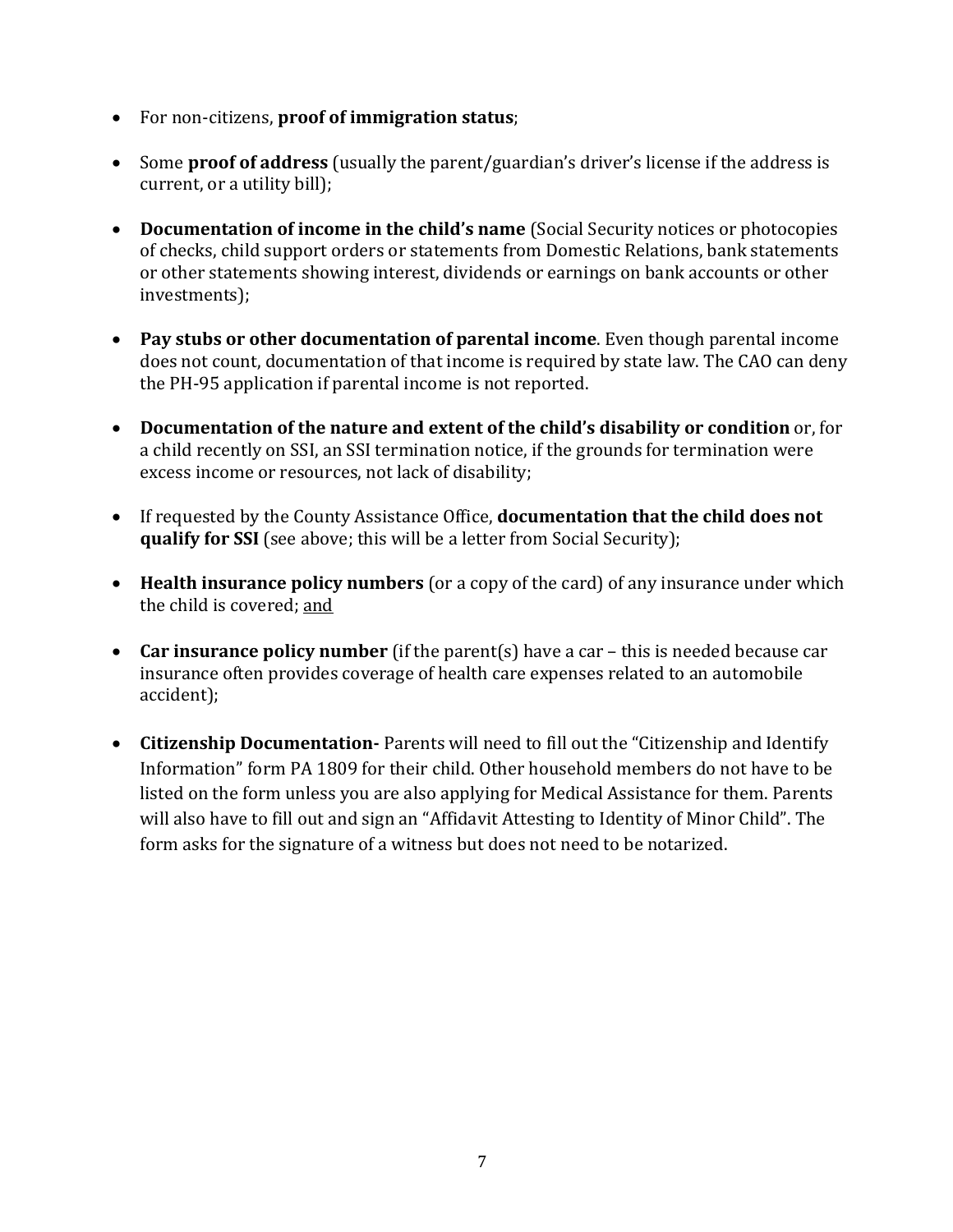- For non-citizens, **proof of immigration status**;

- Some **proof of address** (usually the parent/guardian's driver's license if the address is current, or a utility bill);

- **Documentation of income in the child's name** (Social Security notices or photocopies of checks, child support orders or statements from Domestic Relations, bank statements or other statements showing interest, dividends or earnings on bank accounts or other investments);

- **Pay stubs or other documentation of parental income**. Even though parental income does not count, documentation of that income is required by state law. The CAO can deny the PH-95 application if parental income is not reported.

- **Documentation of the nature and extent of the child's disability or condition** or, for a child recently on SSI, an SSI termination notice, if the grounds for termination were excess income or resources, not lack of disability;

- If requested by the County Assistance Office, **documentation that the child does not qualify for SSI** (see above; this will be a letter from Social Security);

- **Health insurance policy numbers** (or a copy of the card) of any insurance under which the child is covered; <u>and</u>

- **Car insurance policy number** (if the parent(s) have a car – this is needed because car insurance often provides coverage of health care expenses related to an automobile accident);

- **Citizenship Documentation-** Parents will need to fill out the "Citizenship and Identify Information" form PA 1809 for their child. Other household members do not have to be listed on the form unless you are also applying for Medical Assistance for them. Parents will also have to fill out and sign an "Affidavit Attesting to Identity of Minor Child". The form asks for the signature of a witness but does not need to be notarized.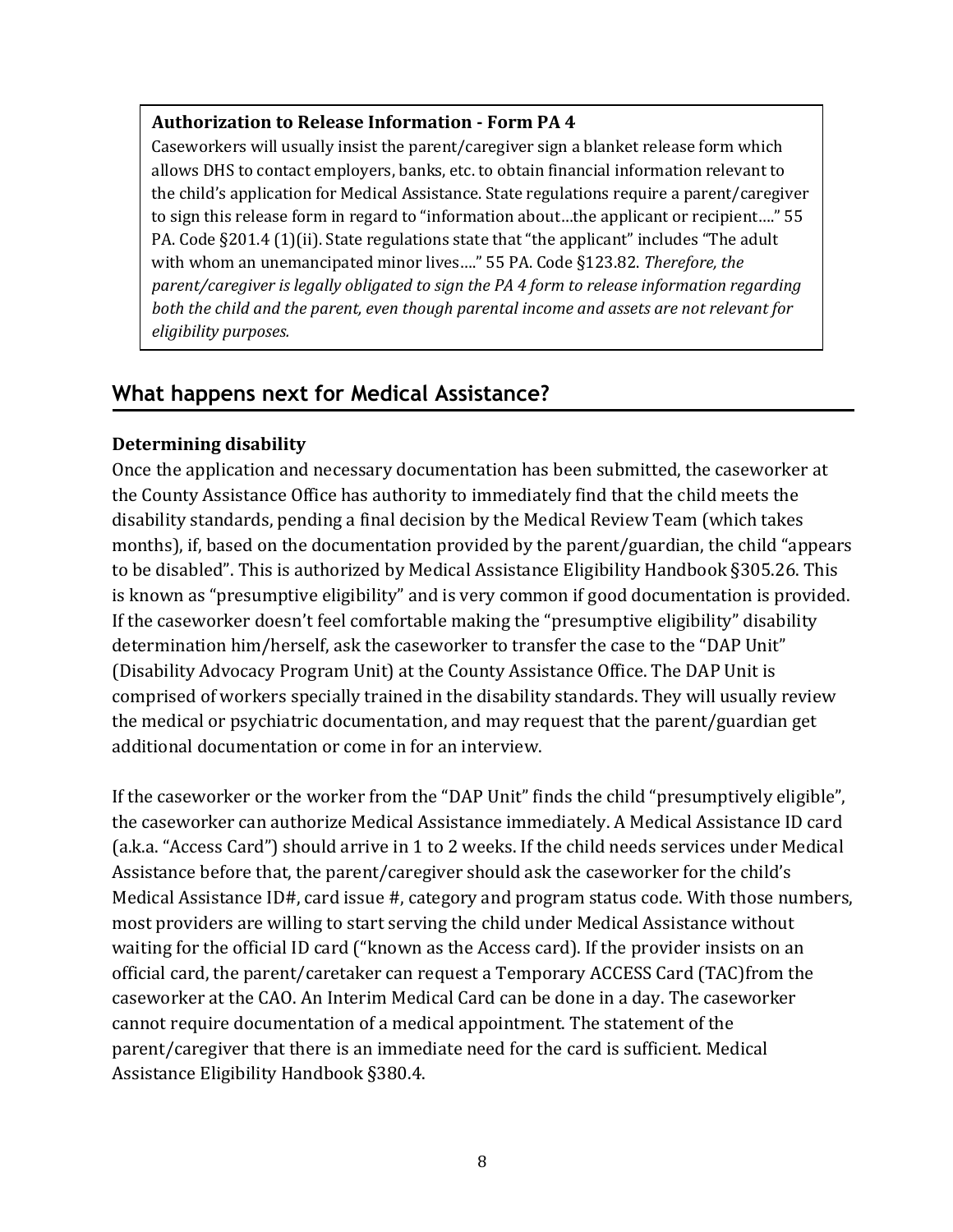**Authorization to Release Information - Form PA 4**

Caseworkers will usually insist the parent/caregiver sign a blanket release form which allows DHS to contact employers, banks, etc. to obtain financial information relevant to the child's application for Medical Assistance. State regulations require a parent/caregiver to sign this release form in regard to "information about…the applicant or recipient…." 55 PA. Code §201.4 (1)(ii). State regulations state that "the applicant" includes "The adult with whom an unemancipated minor lives…." 55 PA. Code §123.82. *Therefore, the parent/caregiver is legally obligated to sign the PA 4 form to release information regarding both the child and the parent, even though parental income and assets are not relevant for eligibility purposes.*

## What happens next for Medical Assistance?

### Determining disability

Once the application and necessary documentation has been submitted, the caseworker at the County Assistance Office has authority to immediately find that the child meets the disability standards, pending a final decision by the Medical Review Team (which takes months), if, based on the documentation provided by the parent/guardian, the child "appears to be disabled". This is authorized by Medical Assistance Eligibility Handbook §305.26. This is known as "presumptive eligibility" and is very common if good documentation is provided. If the caseworker doesn't feel comfortable making the "presumptive eligibility" disability determination him/herself, ask the caseworker to transfer the case to the "DAP Unit" (Disability Advocacy Program Unit) at the County Assistance Office. The DAP Unit is comprised of workers specially trained in the disability standards. They will usually review the medical or psychiatric documentation, and may request that the parent/guardian get additional documentation or come in for an interview.

If the caseworker or the worker from the "DAP Unit" finds the child "presumptively eligible", the caseworker can authorize Medical Assistance immediately. A Medical Assistance ID card (a.k.a. "Access Card") should arrive in 1 to 2 weeks. If the child needs services under Medical Assistance before that, the parent/caregiver should ask the caseworker for the child's Medical Assistance ID#, card issue #, category and program status code. With those numbers, most providers are willing to start serving the child under Medical Assistance without waiting for the official ID card ("known as the Access card). If the provider insists on an official card, the parent/caretaker can request a Temporary ACCESS Card (TAC)from the caseworker at the CAO. An Interim Medical Card can be done in a day. The caseworker cannot require documentation of a medical appointment. The statement of the parent/caregiver that there is an immediate need for the card is sufficient. Medical Assistance Eligibility Handbook §380.4.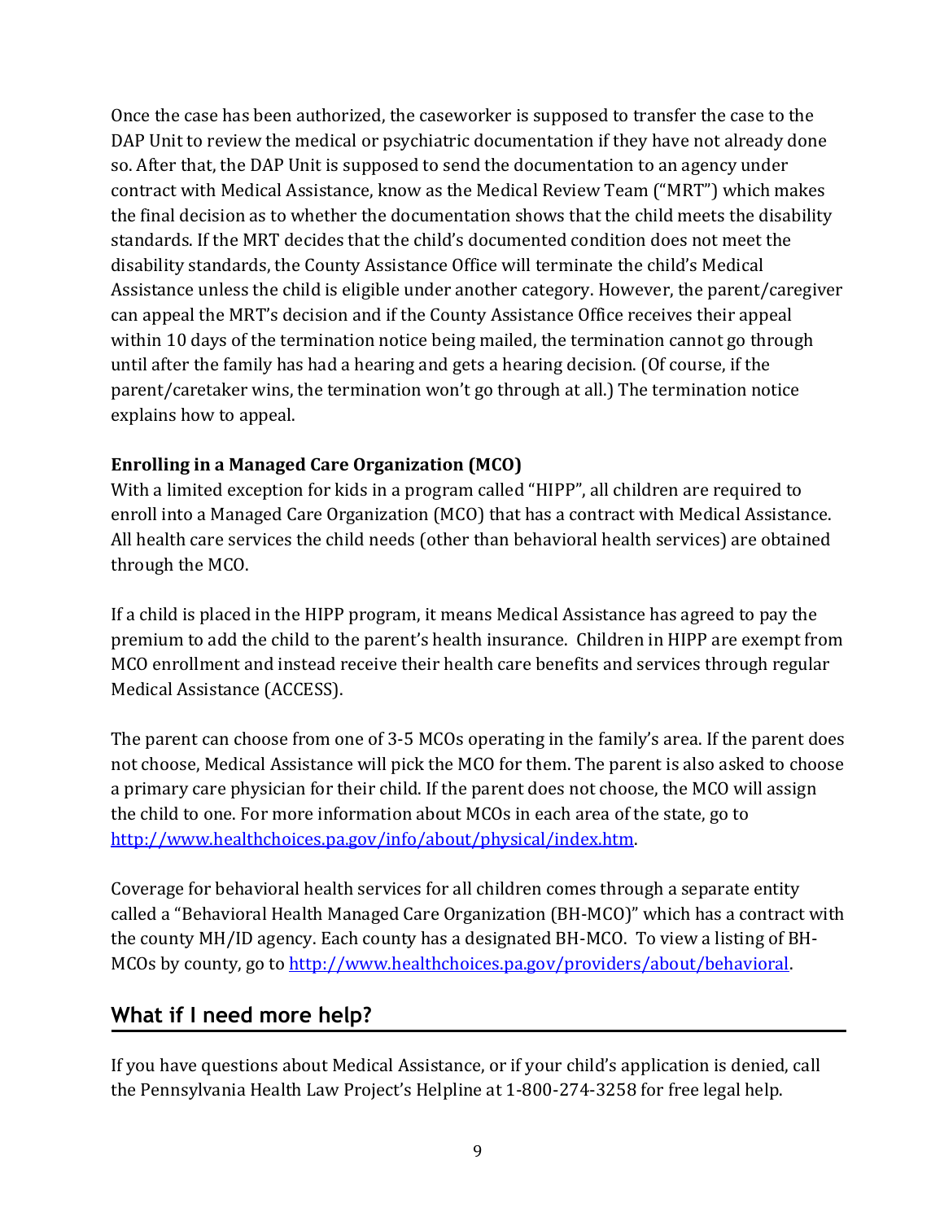Once the case has been authorized, the caseworker is supposed to transfer the case to the DAP Unit to review the medical or psychiatric documentation if they have not already done so. After that, the DAP Unit is supposed to send the documentation to an agency under contract with Medical Assistance, know as the Medical Review Team ("MRT") which makes the final decision as to whether the documentation shows that the child meets the disability standards. If the MRT decides that the child's documented condition does not meet the disability standards, the County Assistance Office will terminate the child's Medical Assistance unless the child is eligible under another category. However, the parent/caregiver can appeal the MRT's decision and if the County Assistance Office receives their appeal within 10 days of the termination notice being mailed, the termination cannot go through until after the family has had a hearing and gets a hearing decision. (Of course, if the parent/caretaker wins, the termination won't go through at all.) The termination notice explains how to appeal.

**Enrolling in a Managed Care Organization (MCO)**

With a limited exception for kids in a program called "HIPP", all children are required to enroll into a Managed Care Organization (MCO) that has a contract with Medical Assistance. All health care services the child needs (other than behavioral health services) are obtained through the MCO.

If a child is placed in the HIPP program, it means Medical Assistance has agreed to pay the premium to add the child to the parent's health insurance. Children in HIPP are exempt from MCO enrollment and instead receive their health care benefits and services through regular Medical Assistance (ACCESS).

The parent can choose from one of 3-5 MCOs operating in the family's area. If the parent does not choose, Medical Assistance will pick the MCO for them. The parent is also asked to choose a primary care physician for their child. If the parent does not choose, the MCO will assign the child to one. For more information about MCOs in each area of the state, go to [http://www.healthchoices.pa.gov/info/about/physical/index.htm](http://www.healthchoices.pa.gov/info/about/physical/index.htm).

Coverage for behavioral health services for all children comes through a separate entity called a "Behavioral Health Managed Care Organization (BH-MCO)" which has a contract with the county MH/ID agency. Each county has a designated BH-MCO. To view a listing of BH-MCOs by county, go to [http://www.healthchoices.pa.gov/providers/about/behavioral](http://www.healthchoices.pa.gov/providers/about/behavioral).

## What if I need more help?

If you have questions about Medical Assistance, or if your child's application is denied, call the Pennsylvania Health Law Project's Helpline at 1-800-274-3258 for free legal help.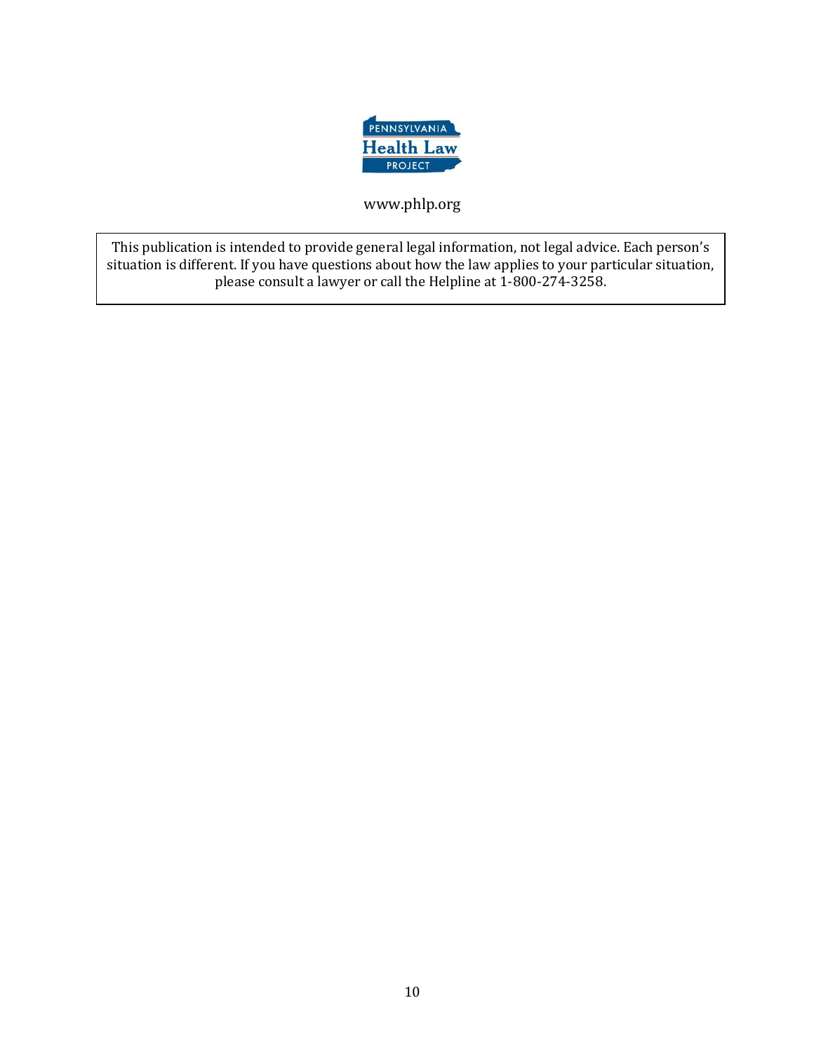PENNSYLVANIA
Health Law
PROJECT

www.phlp.org

This publication is intended to provide general legal information, not legal advice. Each person's situation is different. If you have questions about how the law applies to your particular situation, please consult a lawyer or call the Helpline at 1-800-274-3258.